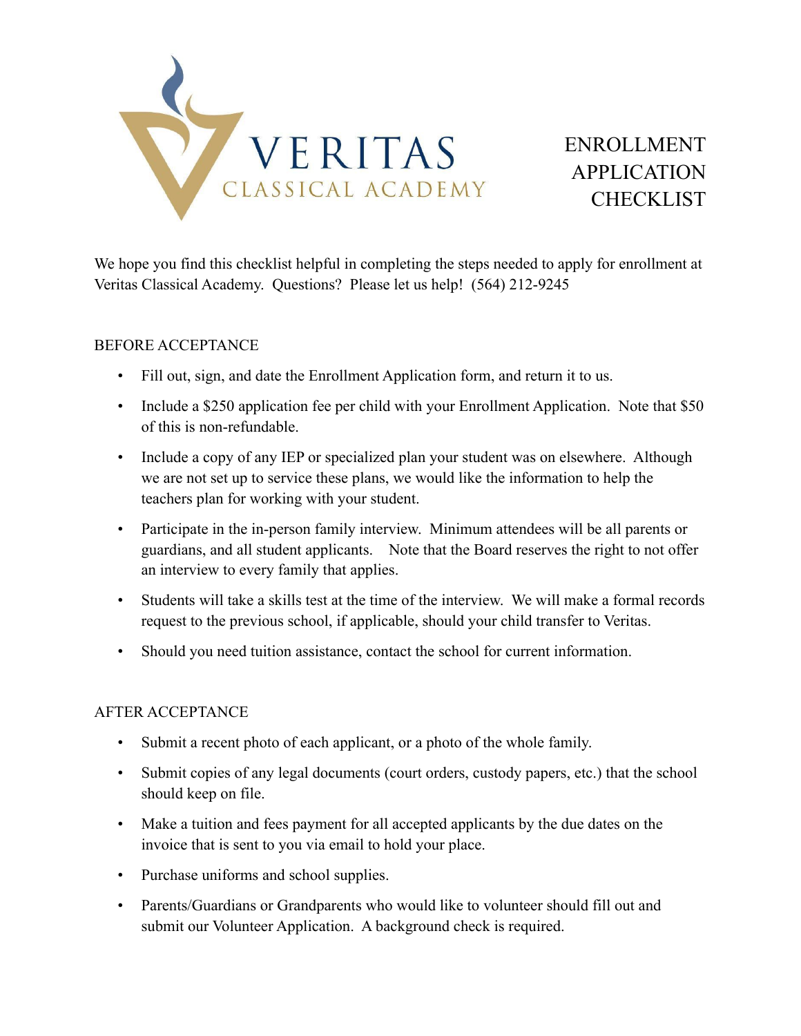# VERITAS CLASSICAL ACADEMY

# ENROLLMENT APPLICATION CHECKLIST

We hope you find this checklist helpful in completing the steps needed to apply for enrollment at Veritas Classical Academy. Questions? Please let us help! (564) 212-9245

## BEFORE ACCEPTANCE

- Fill out, sign, and date the Enrollment Application form, and return it to us.
- Include a $250 application fee per child with your Enrollment Application. Note that $50 of this is non-refundable.
- Include a copy of any IEP or specialized plan your student was on elsewhere. Although we are not set up to service these plans, we would like the information to help the teachers plan for working with your student.
- Participate in the in-person family interview. Minimum attendees will be all parents or guardians, and all student applicants. Note that the Board reserves the right to not offer an interview to every family that applies.
- Students will take a skills test at the time of the interview. We will make a formal records request to the previous school, if applicable, should your child transfer to Veritas.
- Should you need tuition assistance, contact the school for current information.

## AFTER ACCEPTANCE

- Submit a recent photo of each applicant, or a photo of the whole family.
- Submit copies of any legal documents (court orders, custody papers, etc.) that the school should keep on file.
- Make a tuition and fees payment for all accepted applicants by the due dates on the invoice that is sent to you via email to hold your place.
- Purchase uniforms and school supplies.
- Parents/Guardians or Grandparents who would like to volunteer should fill out and submit our Volunteer Application. A background check is required.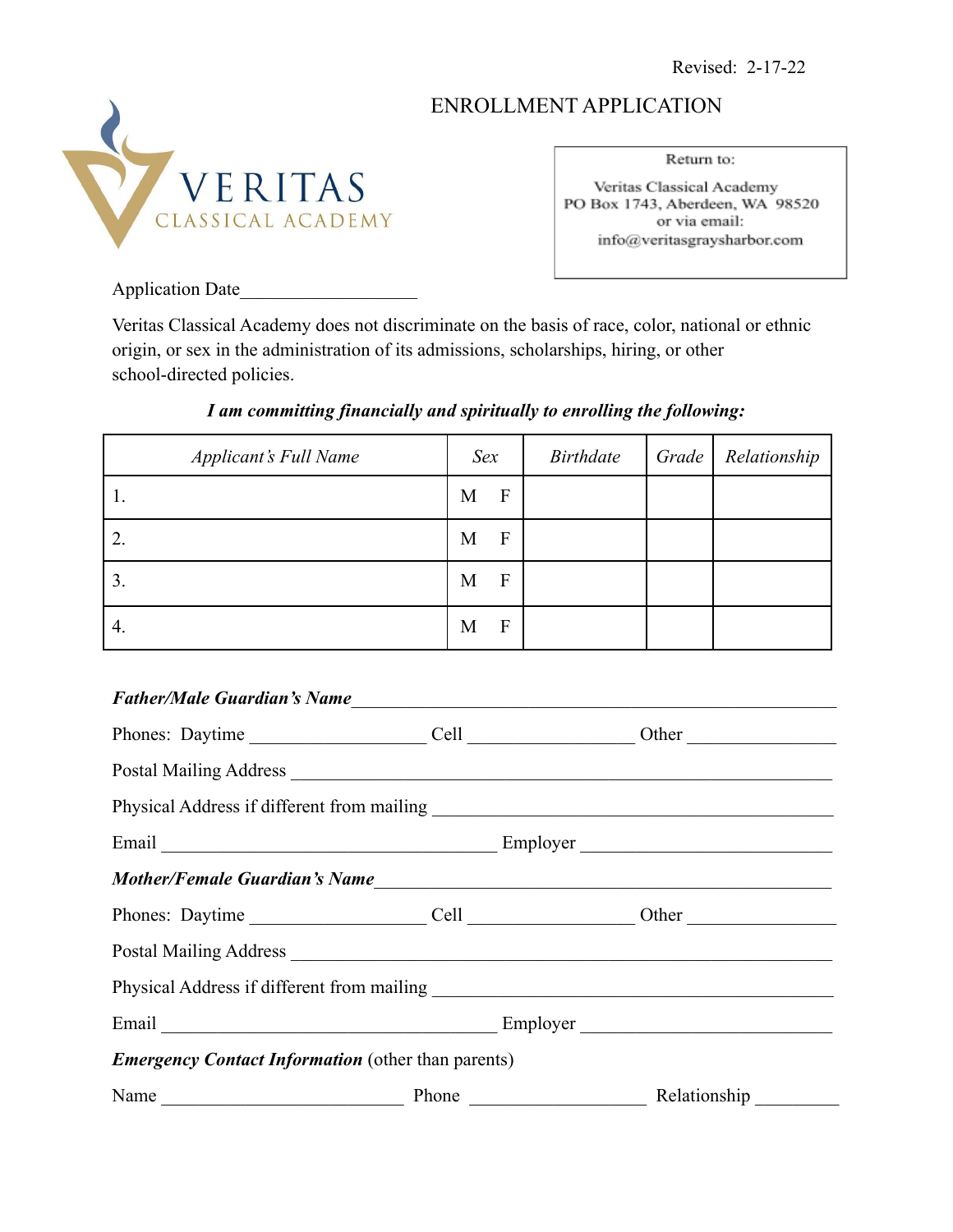Revised: 2-17-22

# ENROLLMENT APPLICATION

VERITAS
CLASSICAL ACADEMY

Return to:

Veritas Classical Academy
PO Box 1743, Aberdeen, WA 98520
or via email:
info@veritasgraysharbor.com

Application Date___________________

Veritas Classical Academy does not discriminate on the basis of race, color, national or ethnic origin, or sex in the administration of its admissions, scholarships, hiring, or other school-directed policies.

***I am committing financially and spiritually to enrolling the following:***

| *Applicant's Full Name* | *Sex* | *Birthdate* | *Grade* | *Relationship* |
|---|---|---|---|---|
| 1. | M F | | | |
| 2. | M F | | | |
| 3. | M F | | | |
| 4. | M F | | | |

***Father/Male Guardian's Name***_______________________________________________

Phones: Daytime __________________ Cell _________________ Other _______________

Postal Mailing Address ______________________________________________________

Physical Address if different from mailing ______________________________________

Email __________________________________ Employer __________________________

***Mother/Female Guardian's Name***_____________________________________________

Phones: Daytime __________________ Cell _________________ Other _______________

Postal Mailing Address ______________________________________________________

Physical Address if different from mailing ______________________________________

Email __________________________________ Employer __________________________

***Emergency Contact Information*** (other than parents)

Name __________________________ Phone __________________ Relationship _________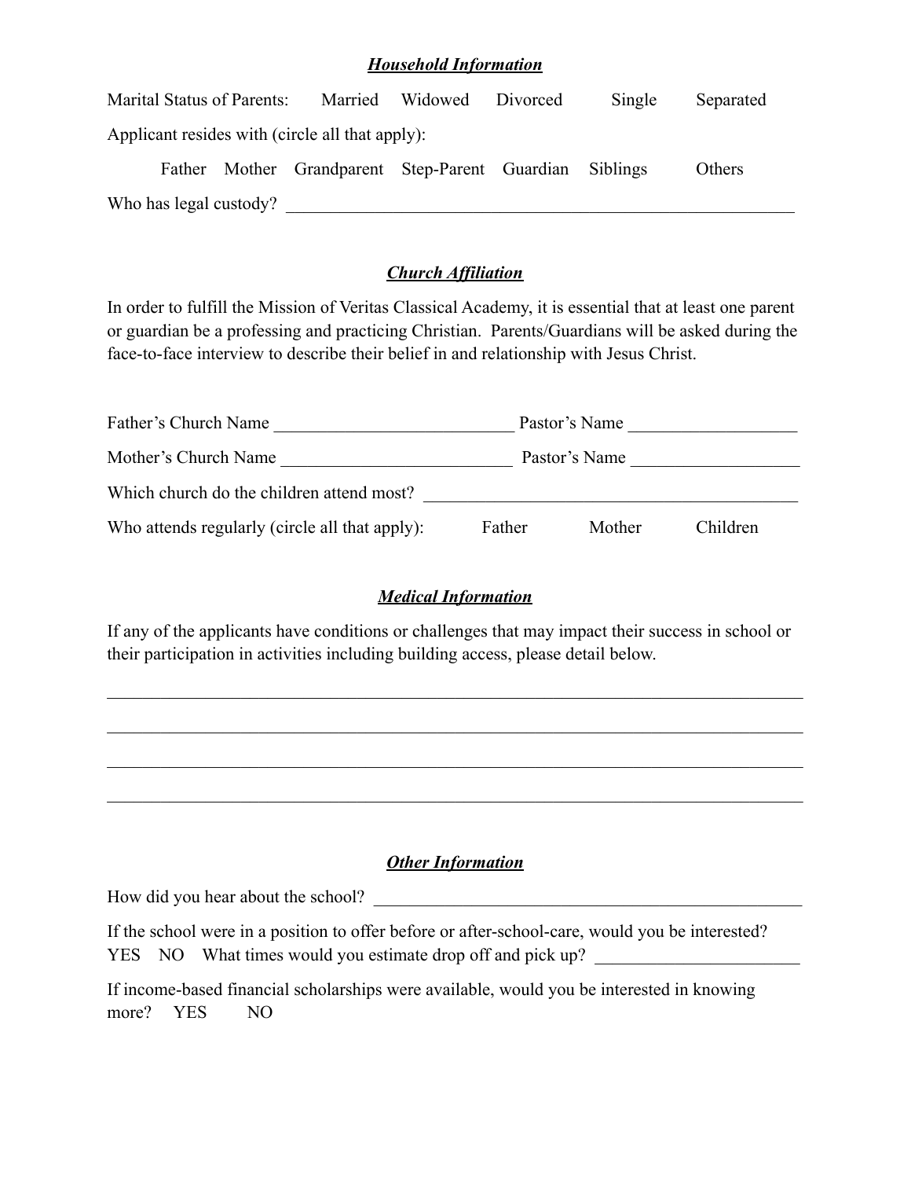## ***Household Information***

Marital Status of Parents: Married Widowed Divorced Single Separated

Applicant resides with (circle all that apply):

Father Mother Grandparent Step-Parent Guardian Siblings Others

Who has legal custody? ___________________________________________________________

## ***Church Affiliation***

In order to fulfill the Mission of Veritas Classical Academy, it is essential that at least one parent or guardian be a professing and practicing Christian. Parents/Guardians will be asked during the face-to-face interview to describe their belief in and relationship with Jesus Christ.

Father's Church Name ___________________________ Pastor's Name ___________________

Mother's Church Name __________________________ Pastor's Name ___________________

Which church do the children attend most? ________________________________________

Who attends regularly (circle all that apply): Father Mother Children

## ***Medical Information***

If any of the applicants have conditions or challenges that may impact their success in school or their participation in activities including building access, please detail below.

_______________________________________________________________________________

_______________________________________________________________________________

_______________________________________________________________________________

_______________________________________________________________________________

## ***Other Information***

How did you hear about the school? ______________________________________________

If the school were in a position to offer before or after-school-care, would you be interested? YES NO What times would you estimate drop off and pick up? _______________________

If income-based financial scholarships were available, would you be interested in knowing more? YES NO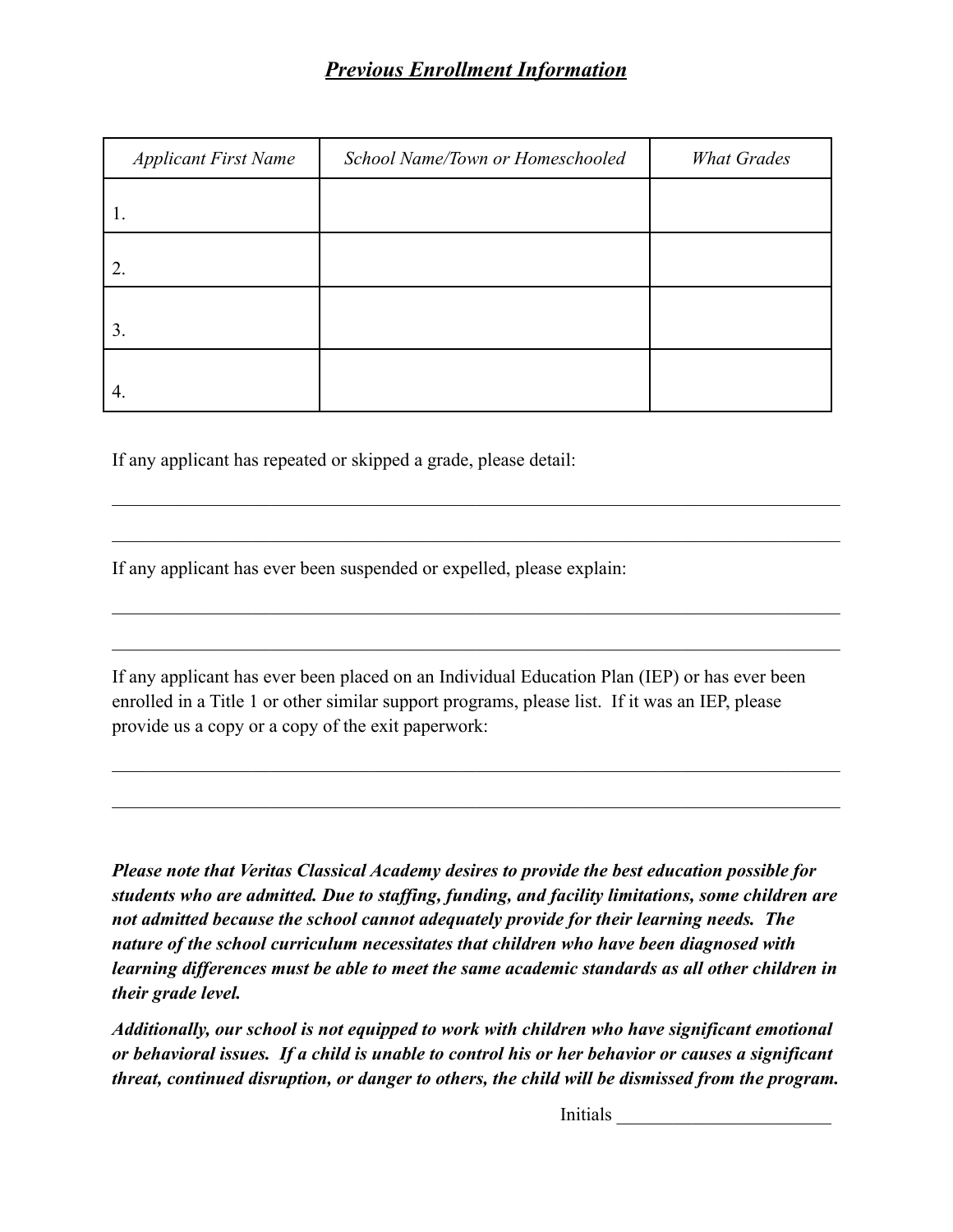## ***Previous Enrollment Information***

| *Applicant First Name* | *School Name/Town or Homeschooled* | *What Grades* |
|---|---|---|
| 1. | | |
| 2. | | |
| 3. | | |
| 4. | | |

If any applicant has repeated or skipped a grade, please detail:

______________________________________________________________________________

______________________________________________________________________________

If any applicant has ever been suspended or expelled, please explain:

______________________________________________________________________________

______________________________________________________________________________

If any applicant has ever been placed on an Individual Education Plan (IEP) or has ever been enrolled in a Title 1 or other similar support programs, please list. If it was an IEP, please provide us a copy or a copy of the exit paperwork:

______________________________________________________________________________

______________________________________________________________________________

***Please note that Veritas Classical Academy desires to provide the best education possible for students who are admitted. Due to staffing, funding, and facility limitations, some children are not admitted because the school cannot adequately provide for their learning needs. The nature of the school curriculum necessitates that children who have been diagnosed with learning differences must be able to meet the same academic standards as all other children in their grade level.***

***Additionally, our school is not equipped to work with children who have significant emotional or behavioral issues. If a child is unable to control his or her behavior or causes a significant threat, continued disruption, or danger to others, the child will be dismissed from the program.***

Initials ______________________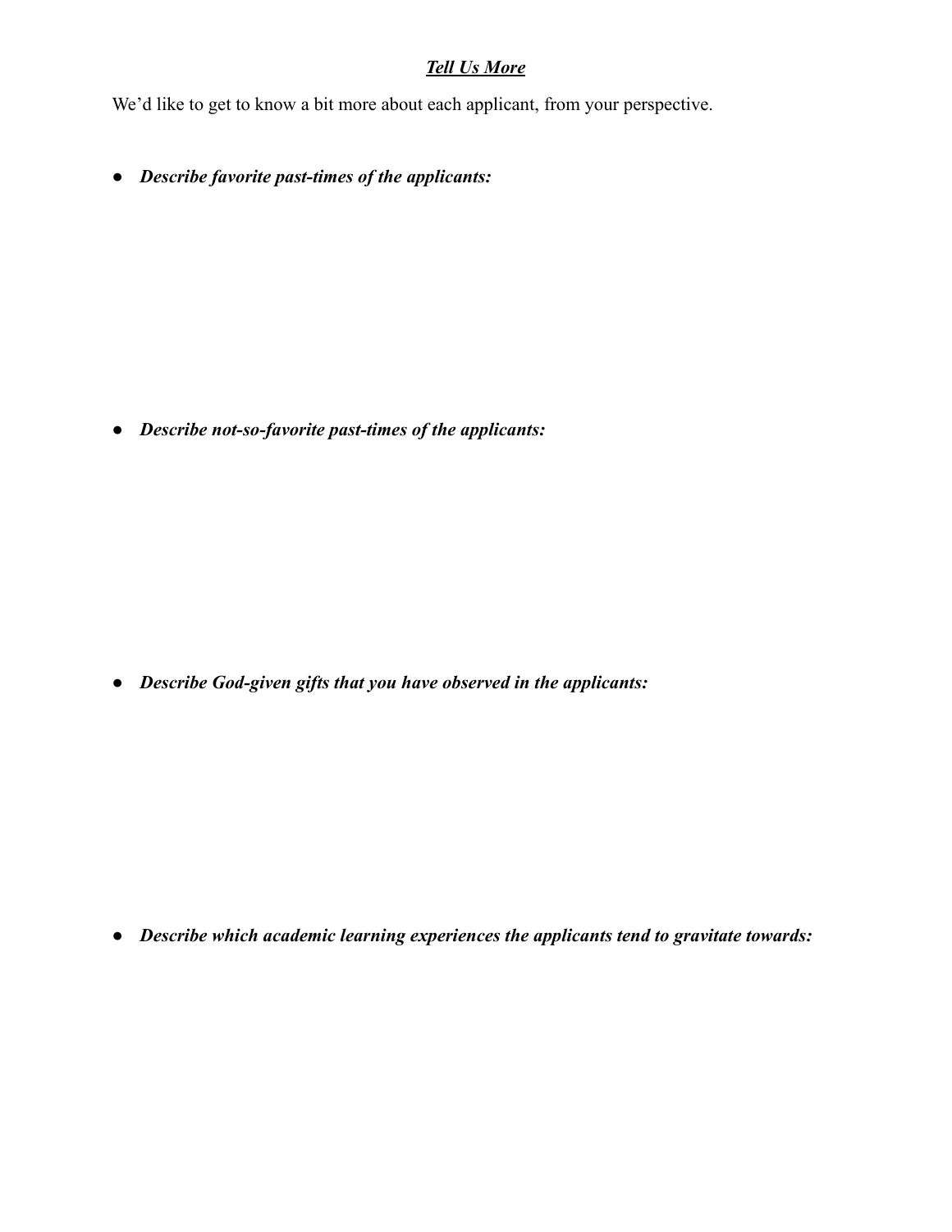## ***Tell Us More***

We'd like to get to know a bit more about each applicant, from your perspective.

- ***Describe favorite past-times of the applicants:***

- ***Describe not-so-favorite past-times of the applicants:***

- ***Describe God-given gifts that you have observed in the applicants:***

- ***Describe which academic learning experiences the applicants tend to gravitate towards:***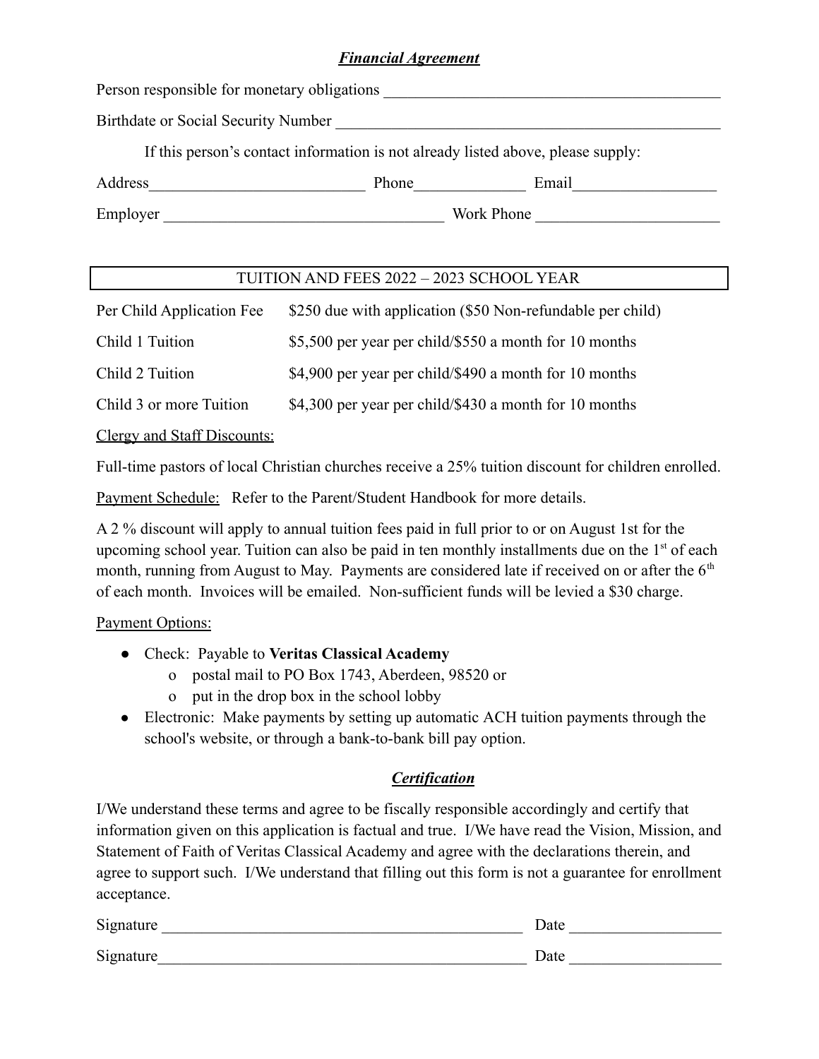## ***Financial Agreement***

Person responsible for monetary obligations ___________________________________________

Birthdate or Social Security Number _______________________________________________

If this person's contact information is not already listed above, please supply:

Address___________________________ Phone______________ Email__________________

Employer ___________________________________ Work Phone _______________________

**TUITION AND FEES 2022 – 2023 SCHOOL YEAR**

| | |
|---|---|
| Per Child Application Fee | \$250 due with application (\$50 Non-refundable per child) |
| Child 1 Tuition | \$5,500 per year per child/\$550 a month for 10 months |
| Child 2 Tuition | \$4,900 per year per child/\$490 a month for 10 months |
| Child 3 or more Tuition | \$4,300 per year per child/\$430 a month for 10 months |

<u>Clergy and Staff Discounts:</u>

Full-time pastors of local Christian churches receive a 25% tuition discount for children enrolled.

<u>Payment Schedule:</u> Refer to the Parent/Student Handbook for more details.

A 2 % discount will apply to annual tuition fees paid in full prior to or on August 1st for the upcoming school year. Tuition can also be paid in ten monthly installments due on the 1st of each month, running from August to May. Payments are considered late if received on or after the 6th of each month. Invoices will be emailed. Non-sufficient funds will be levied a \$30 charge.

<u>Payment Options:</u>

- Check: Payable to **Veritas Classical Academy**
  - postal mail to PO Box 1743, Aberdeen, 98520 or
  - put in the drop box in the school lobby
- Electronic: Make payments by setting up automatic ACH tuition payments through the school's website, or through a bank-to-bank bill pay option.

## ***Certification***

I/We understand these terms and agree to be fiscally responsible accordingly and certify that information given on this application is factual and true. I/We have read the Vision, Mission, and Statement of Faith of Veritas Classical Academy and agree with the declarations therein, and agree to support such. I/We understand that filling out this form is not a guarantee for enrollment acceptance.

Signature _____________________________________________ Date ___________________

Signature______________________________________________ Date ___________________